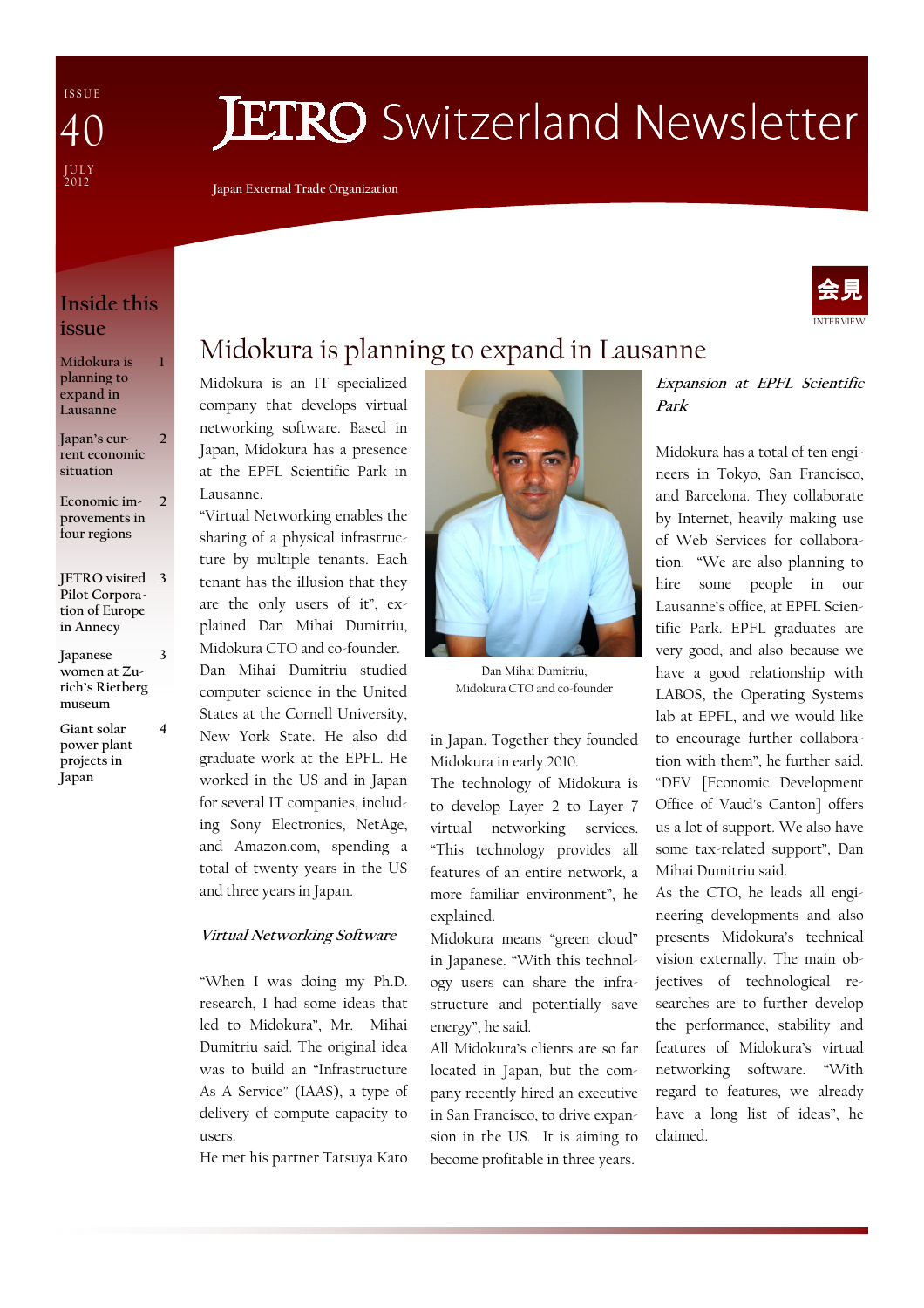ISSUE 40

JULY 2012

# JETRO Switzerland Newsletter

Japan External Trade Organization

## Inside this issue

| | |
|---|---|
| Midokura is planning to expand in Lausanne | 1 |
| Japan's current economic situation | 2 |
| Economic improvements in four regions | 2 |
| JETRO visited Pilot Corporation of Europe in Annecy | 3 |
| Japanese women at Zurich's Rietberg museum | 3 |
| Giant solar power plant projects in Japan | 4 |

会見

INTERVIEW

## Midokura is planning to expand in Lausanne

Midokura is an IT specialized company that develops virtual networking software. Based in Japan, Midokura has a presence at the EPFL Scientific Park in Lausanne.

"Virtual Networking enables the sharing of a physical infrastructure by multiple tenants. Each tenant has the illusion that they are the only users of it", explained Dan Mihai Dumitriu, Midokura CTO and co-founder.

Dan Mihai Dumitriu studied computer science in the United States at the Cornell University, New York State. He also did graduate work at the EPFL. He worked in the US and in Japan for several IT companies, including Sony Electronics, NetAge, and Amazon.com, spending a total of twenty years in the US and three years in Japan.

Dan Mihai Dumitriu, Midokura CTO and co-founder

### *Virtual Networking Software*

"When I was doing my Ph.D. research, I had some ideas that led to Midokura", Mr. Mihai Dumitriu said. The original idea was to build an "Infrastructure As A Service" (IAAS), a type of delivery of compute capacity to users.

He met his partner Tatsuya Kato in Japan. Together they founded Midokura in early 2010.

The technology of Midokura is to develop Layer 2 to Layer 7 virtual networking services. "This technology provides all features of an entire network, a more familiar environment", he explained.

Midokura means "green cloud" in Japanese. "With this technology users can share the infrastructure and potentially save energy", he said.

All Midokura's clients are so far located in Japan, but the company recently hired an executive in San Francisco, to drive expansion in the US. It is aiming to become profitable in three years.

### *Expansion at EPFL Scientific Park*

Midokura has a total of ten engineers in Tokyo, San Francisco, and Barcelona. They collaborate by Internet, heavily making use of Web Services for collaboration. "We are also planning to hire some people in our Lausanne's office, at EPFL Scientific Park. EPFL graduates are very good, and also because we have a good relationship with LABOS, the Operating Systems lab at EPFL, and we would like to encourage further collaboration with them", he further said. "DEV [Economic Development Office of Vaud's Canton] offers us a lot of support. We also have some tax-related support", Dan Mihai Dumitriu said.

As the CTO, he leads all engineering developments and also presents Midokura's technical vision externally. The main objectives of technological researches are to further develop the performance, stability and features of Midokura's virtual networking software. "With regard to features, we already have a long list of ideas", he claimed.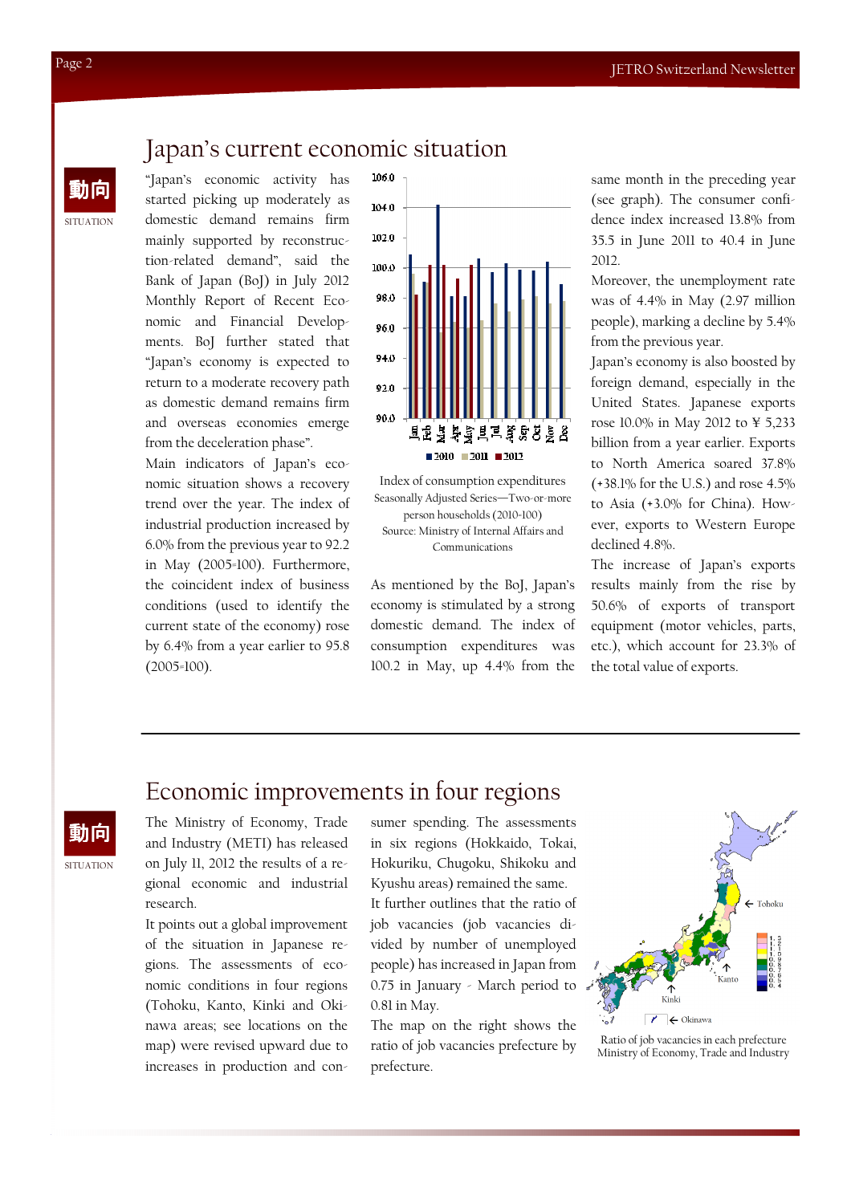## Japan's current economic situation

動向
SITUATION

"Japan's economic activity has started picking up moderately as domestic demand remains firm mainly supported by reconstruction-related demand", said the Bank of Japan (BoJ) in July 2012 Monthly Report of Recent Economic and Financial Developments. BoJ further stated that "Japan's economy is expected to return to a moderate recovery path as domestic demand remains firm and overseas economies emerge from the deceleration phase".

Main indicators of Japan's economic situation shows a recovery trend over the year. The index of industrial production increased by 6.0% from the previous year to 92.2 in May (2005=100). Furthermore, the coincident index of business conditions (used to identify the current state of the economy) rose by 6.4% from a year earlier to 95.8 (2005=100).

Index of consumption expenditures
Seasonally Adjusted Series—Two-or-more person households (2010=100)
Source: Ministry of Internal Affairs and Communications

As mentioned by the BoJ, Japan's economy is stimulated by a strong domestic demand. The index of consumption expenditures was 100.2 in May, up 4.4% from the same month in the preceding year (see graph). The consumer confidence index increased 13.8% from 35.5 in June 2011 to 40.4 in June 2012.

Moreover, the unemployment rate was of 4.4% in May (2.97 million people), marking a decline by 5.4% from the previous year.

Japan's economy is also boosted by foreign demand, especially in the United States. Japanese exports rose 10.0% in May 2012 to ¥ 5,233 billion from a year earlier. Exports to North America soared 37.8% (+38.1% for the U.S.) and rose 4.5% to Asia (+3.0% for China). However, exports to Western Europe declined 4.8%.

The increase of Japan's exports results mainly from the rise by 50.6% of exports of transport equipment (motor vehicles, parts, etc.), which account for 23.3% of the total value of exports.

## Economic improvements in four regions

動向
SITUATION

The Ministry of Economy, Trade and Industry (METI) has released on July 11, 2012 the results of a regional economic and industrial research.

It points out a global improvement of the situation in Japanese regions. The assessments of economic conditions in four regions (Tohoku, Kanto, Kinki and Okinawa areas; see locations on the map) were revised upward due to increases in production and consumer spending. The assessments in six regions (Hokkaido, Tokai, Hokuriku, Chugoku, Shikoku and Kyushu areas) remained the same.

It further outlines that the ratio of job vacancies (job vacancies divided by number of unemployed people) has increased in Japan from 0.75 in January - March period to 0.81 in May.

The map on the right shows the ratio of job vacancies prefecture by prefecture.

Ratio of job vacancies in each prefecture
Ministry of Economy, Trade and Industry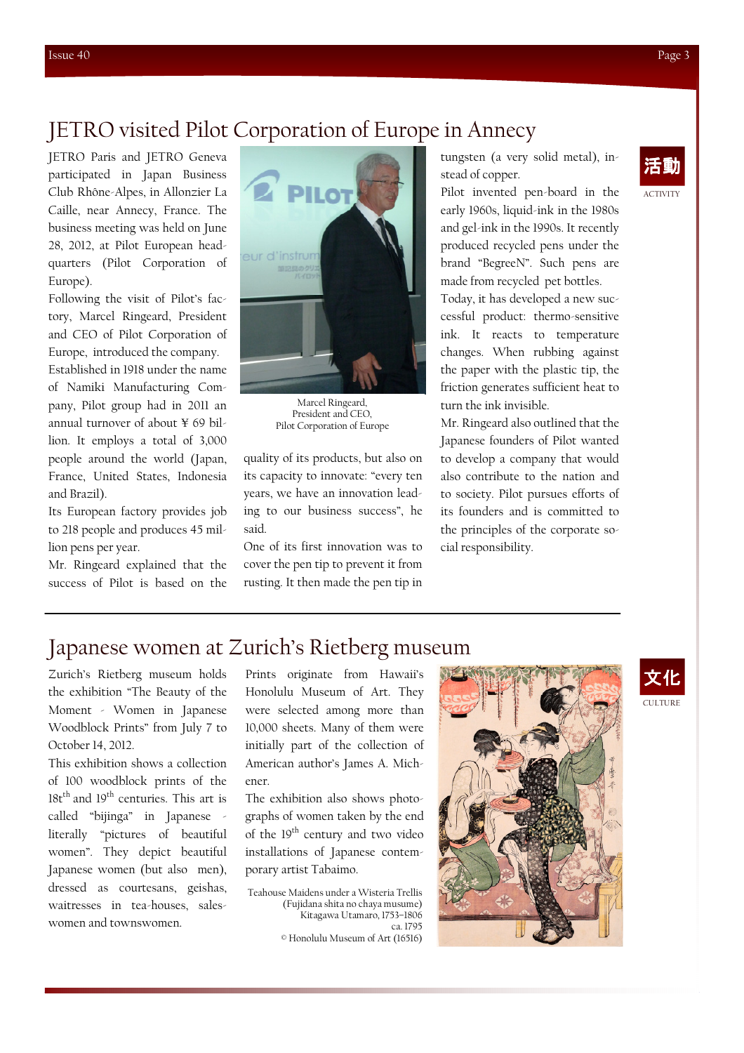## JETRO visited Pilot Corporation of Europe in Annecy

活動
ACTIVITY

JETRO Paris and JETRO Geneva participated in Japan Business Club Rhône-Alpes, in Allonzier La Caille, near Annecy, France. The business meeting was held on June 28, 2012, at Pilot European headquarters (Pilot Corporation of Europe).

Following the visit of Pilot's factory, Marcel Ringeard, President and CEO of Pilot Corporation of Europe, introduced the company.

Established in 1918 under the name of Namiki Manufacturing Company, Pilot group had in 2011 an annual turnover of about ¥ 69 billion. It employs a total of 3,000 people around the world (Japan, France, United States, Indonesia and Brazil).

Its European factory provides job to 218 people and produces 45 million pens per year.

Mr. Ringeard explained that the success of Pilot is based on the quality of its products, but also on its capacity to innovate: "every ten years, we have an innovation leading to our business success", he said.

Marcel Ringeard,
President and CEO,
Pilot Corporation of Europe

One of its first innovation was to cover the pen tip to prevent it from rusting. It then made the pen tip in tungsten (a very solid metal), instead of copper.

Pilot invented pen-board in the early 1960s, liquid-ink in the 1980s and gel-ink in the 1990s. It recently produced recycled pens under the brand "BegreeN". Such pens are made from recycled pet bottles.

Today, it has developed a new successful product: thermo-sensitive ink. It reacts to temperature changes. When rubbing against the paper with the plastic tip, the friction generates sufficient heat to turn the ink invisible.

Mr. Ringeard also outlined that the Japanese founders of Pilot wanted to develop a company that would also contribute to the nation and to society. Pilot pursues efforts of its founders and is committed to the principles of the corporate social responsibility.

## Japanese women at Zurich's Rietberg museum

文化
CULTURE

Zurich's Rietberg museum holds the exhibition "The Beauty of the Moment - Women in Japanese Woodblock Prints" from July 7 to October 14, 2012.

This exhibition shows a collection of 100 woodblock prints of the 18th and 19th centuries. This art is called "bijinga" in Japanese - literally "pictures of beautiful women". They depict beautiful Japanese women (but also men), dressed as courtesans, geishas, waitresses in tea-houses, saleswomen and townswomen.

Prints originate from Hawaii's Honolulu Museum of Art. They were selected among more than 10,000 sheets. Many of them were initially part of the collection of American author's James A. Michener.

The exhibition also shows photographs of women taken by the end of the 19th century and two video installations of Japanese contemporary artist Tabaimo.

Teahouse Maidens under a Wisteria Trellis
(Fujidana shita no chaya musume)
Kitagawa Utamaro, 1753–1806
ca. 1795
© Honolulu Museum of Art (16516)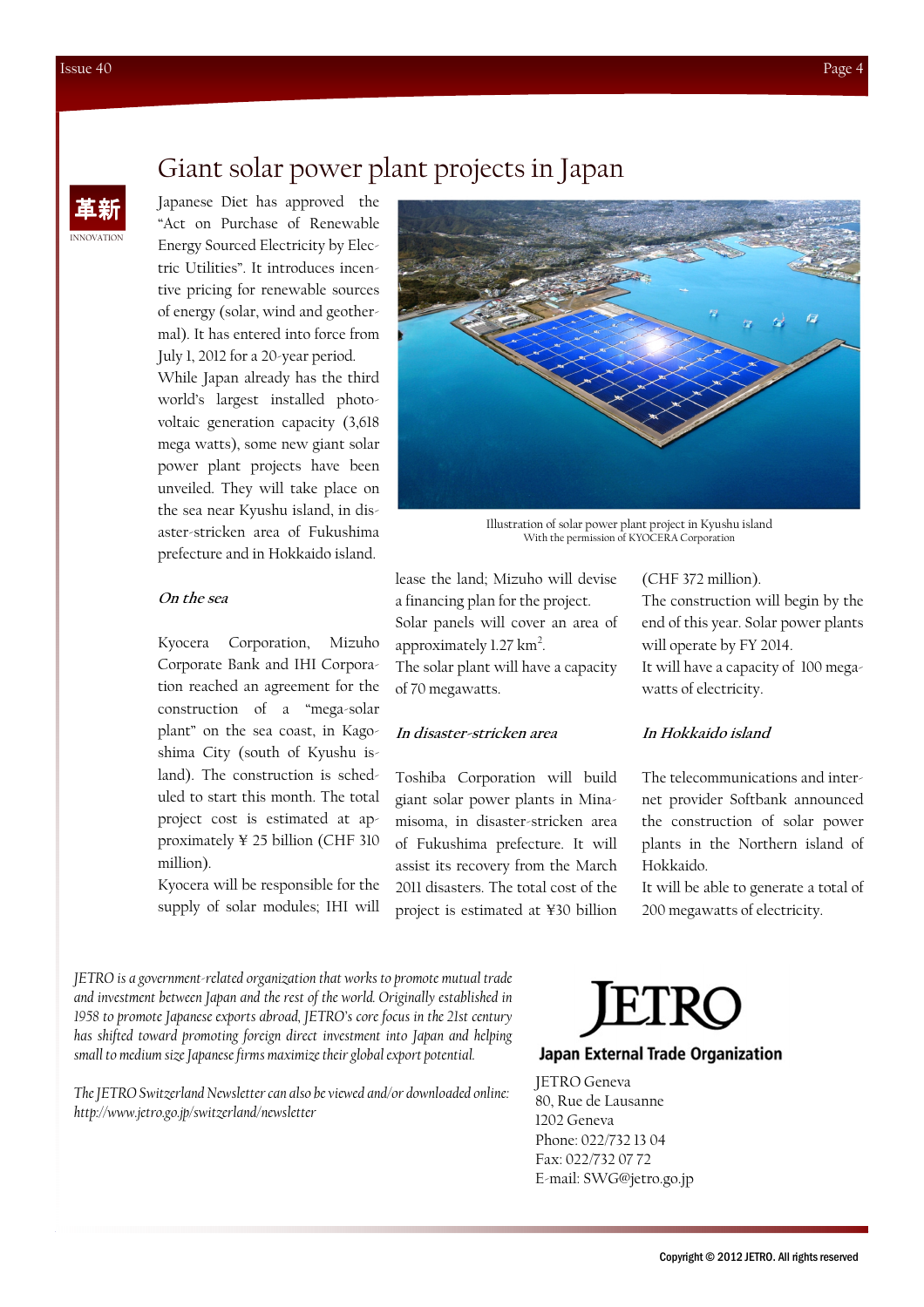# Giant solar power plant projects in Japan

革新
INNOVATION

Japanese Diet has approved the "Act on Purchase of Renewable Energy Sourced Electricity by Electric Utilities". It introduces incentive pricing for renewable sources of energy (solar, wind and geothermal). It has entered into force from July 1, 2012 for a 20-year period.

While Japan already has the third world's largest installed photovoltaic generation capacity (3,618 mega watts), some new giant solar power plant projects have been unveiled. They will take place on the sea near Kyushu island, in disaster-stricken area of Fukushima prefecture and in Hokkaido island.

Illustration of solar power plant project in Kyushu island
With the permission of KYOCERA Corporation

### *On the sea*

Kyocera Corporation, Mizuho Corporate Bank and IHI Corporation reached an agreement for the construction of a "mega-solar plant" on the sea coast, in Kagoshima City (south of Kyushu island). The construction is scheduled to start this month. The total project cost is estimated at approximately ¥ 25 billion (CHF 310 million).

Kyocera will be responsible for the supply of solar modules; IHI will lease the land; Mizuho will devise a financing plan for the project.

Solar panels will cover an area of approximately 1.27 $km^2$.

The solar plant will have a capacity of 70 megawatts.

### *In disaster-stricken area*

Toshiba Corporation will build giant solar power plants in Minamisoma, in disaster-stricken area of Fukushima prefecture. It will assist its recovery from the March 2011 disasters. The total cost of the project is estimated at ¥30 billion (CHF 372 million).

The construction will begin by the end of this year. Solar power plants will operate by FY 2014.

It will have a capacity of 100 megawatts of electricity.

### *In Hokkaido island*

The telecommunications and internet provider Softbank announced the construction of solar power plants in the Northern island of Hokkaido.

It will be able to generate a total of 200 megawatts of electricity.

*JETRO is a government-related organization that works to promote mutual trade and investment between Japan and the rest of the world. Originally established in 1958 to promote Japanese exports abroad, JETRO's core focus in the 21st century has shifted toward promoting foreign direct investment into Japan and helping small to medium size Japanese firms maximize their global export potential.*

*The JETRO Switzerland Newsletter can also be viewed and/or downloaded online: http://www.jetro.go.jp/switzerland/newsletter*

JETRO
**Japan External Trade Organization**

JETRO Geneva
80, Rue de Lausanne
1202 Geneva
Phone: 022/732 13 04
Fax: 022/732 07 72
E-mail: SWG@jetro.go.jp

Copyright © 2012 JETRO. All rights reserved